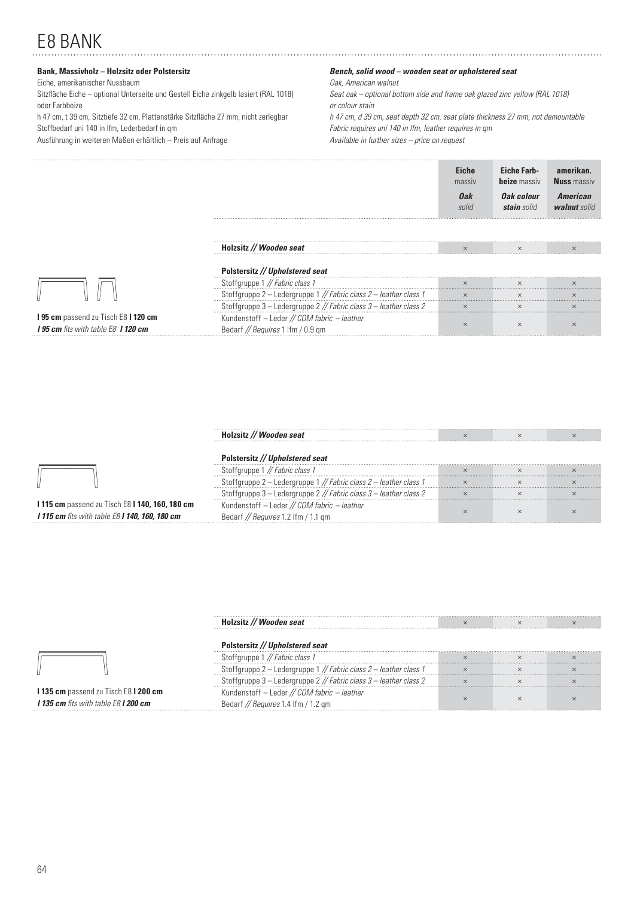# E8 BANK

**Bank, Massivholz – Holzsitz oder Polstersitz**
Eiche, amerikanischer Nussbaum
Sitzfläche Eiche – optional Unterseite und Gestell Eiche zinkgelb lasiert (RAL 1018) oder Farbbeize
h 47 cm, t 39 cm, Sitztiefe 32 cm, Plattenstärke Sitzfläche 27 mm, nicht zerlegbar
Stoffbedarf uni 140 in lfm, Lederbedarf in qm
Ausführung in weiteren Maßen erhältlich – Preis auf Anfrage

***Bench, solid wood – wooden seat or upholstered seat***
*Oak, American walnut*
*Seat oak – optional bottom side and frame oak glazed zinc yellow (RAL 1018) or colour stain*
*h 47 cm, d 39 cm, seat depth 32 cm, seat plate thickness 27 mm, not demountable*
*Fabric requires uni 140 in lfm, leather requires in qm*
*Available in further sizes – price on request*

| | | **Eiche** massiv / ***Oak*** *solid* | **Eiche Farbbeize** massiv / ***Oak colour stain*** *solid* | **amerikan. Nuss** massiv / ***American walnut*** *solid* |
|---|---|---|---|---|
| **l 95 cm** passend zu Tisch E8 **l 120 cm** / ***l 95 cm*** *fits with table E8* ***l 120 cm*** | **Holzsitz // *Wooden seat*** | × | × | × |
| | **Polstersitz // *Upholstered seat*** | | | |
| | Stoffgruppe 1 // *Fabric class 1* | × | × | × |
| | Stoffgruppe 2 – Ledergruppe 1 // *Fabric class 2 – leather class 1* | × | × | × |
| | Stoffgruppe 3 – Ledergruppe 2 // *Fabric class 3 – leather class 2* | × | × | × |
| | Kundenstoff – Leder // *COM fabric – leather* Bedarf // *Requires* 1 lfm / 0.9 qm | × | × | × |
| **l 115 cm** passend zu Tisch E8 **l 140, 160, 180 cm** / ***l 115 cm*** *fits with table E8* ***l 140, 160, 180 cm*** | **Holzsitz // *Wooden seat*** | × | × | × |
| | **Polstersitz // *Upholstered seat*** | | | |
| | Stoffgruppe 1 // *Fabric class 1* | × | × | × |
| | Stoffgruppe 2 – Ledergruppe 1 // *Fabric class 2 – leather class 1* | × | × | × |
| | Stoffgruppe 3 – Ledergruppe 2 // *Fabric class 3 – leather class 2* | × | × | × |
| | Kundenstoff – Leder // *COM fabric – leather* Bedarf // *Requires* 1.2 lfm / 1.1 qm | × | × | × |
| **l 135 cm** passend zu Tisch E8 **l 200 cm** / ***l 135 cm*** *fits with table E8* ***l 200 cm*** | **Holzsitz // *Wooden seat*** | × | × | × |
| | **Polstersitz // *Upholstered seat*** | | | |
| | Stoffgruppe 1 // *Fabric class 1* | × | × | × |
| | Stoffgruppe 2 – Ledergruppe 1 // *Fabric class 2 – leather class 1* | × | × | × |
| | Stoffgruppe 3 – Ledergruppe 2 // *Fabric class 3 – leather class 2* | × | × | × |
| | Kundenstoff – Leder // *COM fabric – leather* Bedarf // *Requires* 1.4 lfm / 1.2 qm | × | × | × |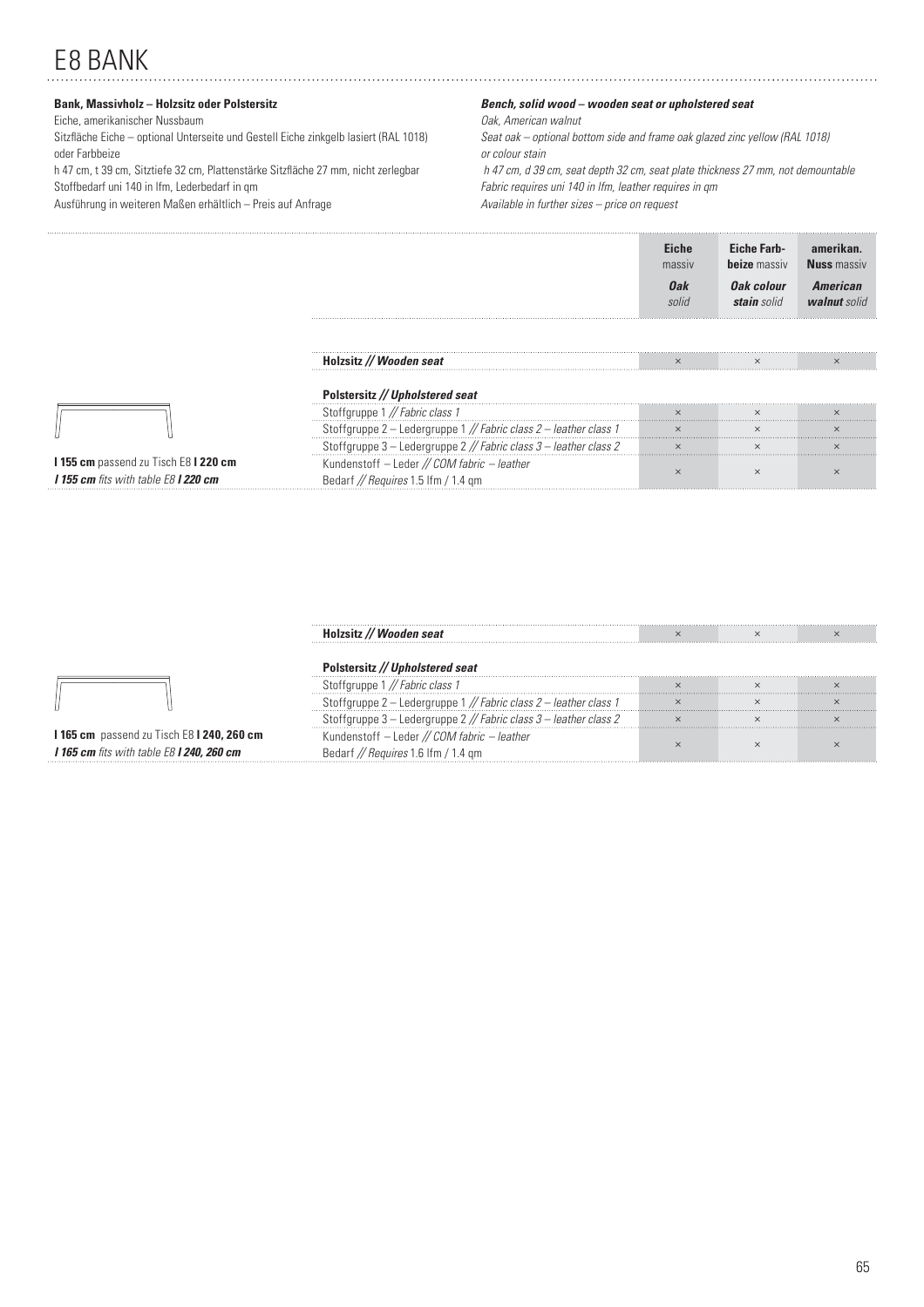# E8 BANK

**Bank, Massivholz – Holzsitz oder Polstersitz**

Eiche, amerikanischer Nussbaum
Sitzfläche Eiche – optional Unterseite und Gestell Eiche zinkgelb lasiert (RAL 1018) oder Farbbeize
h 47 cm, t 39 cm, Sitztiefe 32 cm, Plattenstärke Sitzfläche 27 mm, nicht zerlegbar
Stoffbedarf uni 140 in lfm, Lederbedarf in qm
Ausführung in weiteren Maßen erhältlich – Preis auf Anfrage

***Bench, solid wood – wooden seat or upholstered seat***

*Oak, American walnut*
*Seat oak – optional bottom side and frame oak glazed zinc yellow (RAL 1018) or colour stain*
*h 47 cm, d 39 cm, seat depth 32 cm, seat plate thickness 27 mm, not demountable*
*Fabric requires uni 140 in lfm, leather requires in qm*
*Available in further sizes – price on request*

| | | **Eiche** massiv / ***Oak*** *solid* | **Eiche Farbbeize** massiv / ***Oak colour stain*** *solid* | **amerikan. Nuss** massiv / ***American walnut*** *solid* |
|---|---|---|---|---|
| **l 155 cm** passend zu Tisch E8 **l 220 cm** / ***l 155 cm*** *fits with table E8* ***l 220 cm*** | **Holzsitz // *Wooden seat*** | × | × | × |
| | **Polstersitz // *Upholstered seat*** | | | |
| | Stoffgruppe 1 // *Fabric class 1* | × | × | × |
| | Stoffgruppe 2 – Ledergruppe 1 // *Fabric class 2 – leather class 1* | × | × | × |
| | Stoffgruppe 3 – Ledergruppe 2 // *Fabric class 3 – leather class 2* | × | × | × |
| | Kundenstoff – Leder // *COM fabric – leather* Bedarf // *Requires* 1.5 lfm / 1.4 qm | × | × | × |
| **l 165 cm** passend zu Tisch E8 **l 240, 260 cm** / ***l 165 cm*** *fits with table E8* ***l 240, 260 cm*** | **Holzsitz // *Wooden seat*** | × | × | × |
| | **Polstersitz // *Upholstered seat*** | | | |
| | Stoffgruppe 1 // *Fabric class 1* | × | × | × |
| | Stoffgruppe 2 – Ledergruppe 1 // *Fabric class 2 – leather class 1* | × | × | × |
| | Stoffgruppe 3 – Ledergruppe 2 // *Fabric class 3 – leather class 2* | × | × | × |
| | Kundenstoff – Leder // *COM fabric – leather* Bedarf // *Requires* 1.6 lfm / 1.4 qm | × | × | × |